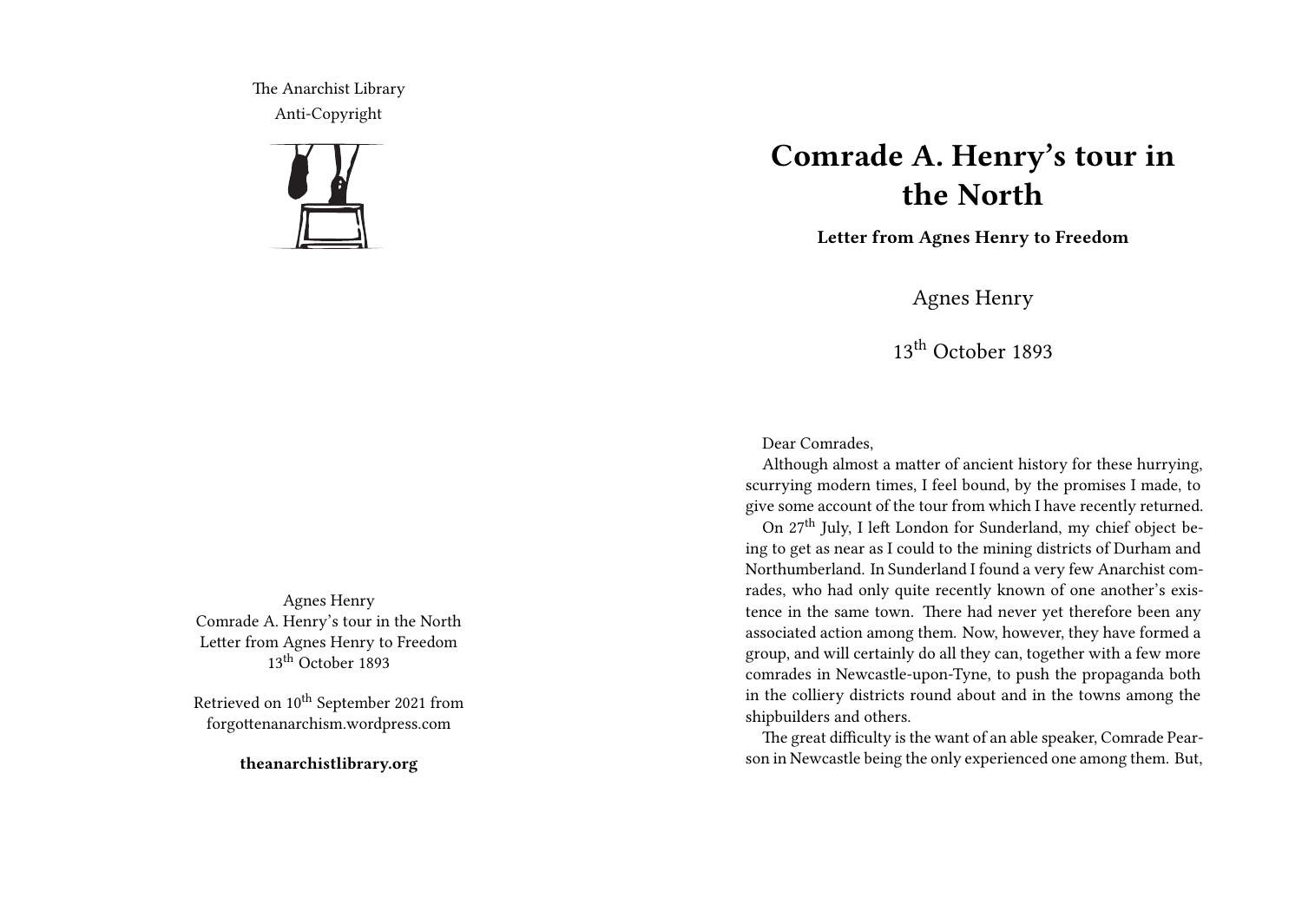The Anarchist Library
Anti-Copyright

Agnes Henry
Comrade A. Henry's tour in the North
Letter from Agnes Henry to Freedom
13th October 1893

Retrieved on 10th September 2021 from forgottenanarchism.wordpress.com

**theanarchistlibrary.org**

# Comrade A. Henry's tour in the North

**Letter from Agnes Henry to Freedom**

Agnes Henry

13th October 1893

Dear Comrades,

Although almost a matter of ancient history for these hurrying, scurrying modern times, I feel bound, by the promises I made, to give some account of the tour from which I have recently returned.

On 27th July, I left London for Sunderland, my chief object being to get as near as I could to the mining districts of Durham and Northumberland. In Sunderland I found a very few Anarchist comrades, who had only quite recently known of one another's existence in the same town. There had never yet therefore been any associated action among them. Now, however, they have formed a group, and will certainly do all they can, together with a few more comrades in Newcastle-upon-Tyne, to push the propaganda both in the colliery districts round about and in the towns among the shipbuilders and others.

The great difficulty is the want of an able speaker, Comrade Pearson in Newcastle being the only experienced one among them. But,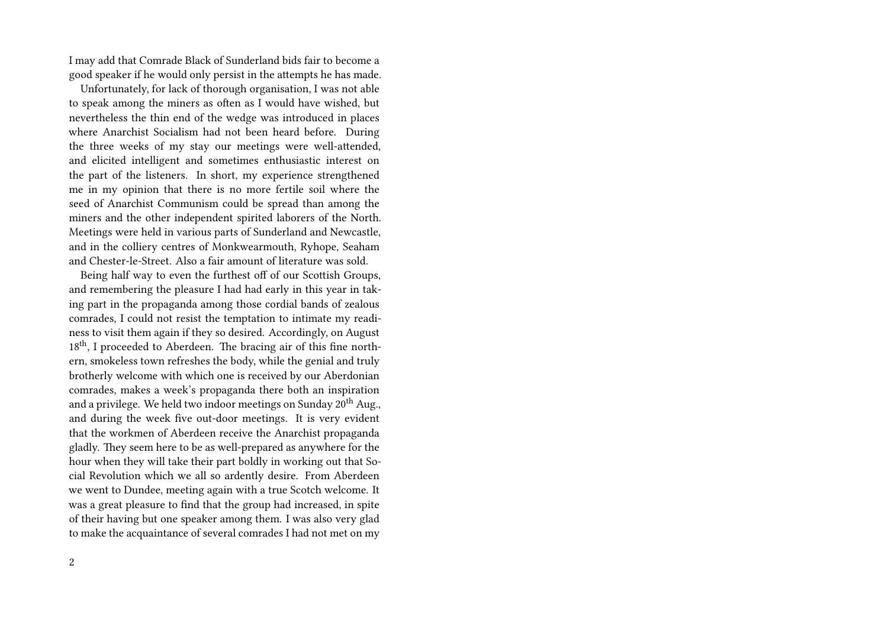I may add that Comrade Black of Sunderland bids fair to become a good speaker if he would only persist in the attempts he has made.

Unfortunately, for lack of thorough organisation, I was not able to speak among the miners as often as I would have wished, but nevertheless the thin end of the wedge was introduced in places where Anarchist Socialism had not been heard before. During the three weeks of my stay our meetings were well-attended, and elicited intelligent and sometimes enthusiastic interest on the part of the listeners. In short, my experience strengthened me in my opinion that there is no more fertile soil where the seed of Anarchist Communism could be spread than among the miners and the other independent spirited laborers of the North. Meetings were held in various parts of Sunderland and Newcastle, and in the colliery centres of Monkwearmouth, Ryhope, Seaham and Chester-le-Street. Also a fair amount of literature was sold.

Being half way to even the furthest off of our Scottish Groups, and remembering the pleasure I had had early in this year in taking part in the propaganda among those cordial bands of zealous comrades, I could not resist the temptation to intimate my readiness to visit them again if they so desired. Accordingly, on August 18th, I proceeded to Aberdeen. The bracing air of this fine northern, smokeless town refreshes the body, while the genial and truly brotherly welcome with which one is received by our Aberdonian comrades, makes a week's propaganda there both an inspiration and a privilege. We held two indoor meetings on Sunday 20th Aug., and during the week five out-door meetings. It is very evident that the workmen of Aberdeen receive the Anarchist propaganda gladly. They seem here to be as well-prepared as anywhere for the hour when they will take their part boldly in working out that Social Revolution which we all so ardently desire. From Aberdeen we went to Dundee, meeting again with a true Scotch welcome. It was a great pleasure to find that the group had increased, in spite of their having but one speaker among them. I was also very glad to make the acquaintance of several comrades I had not met on my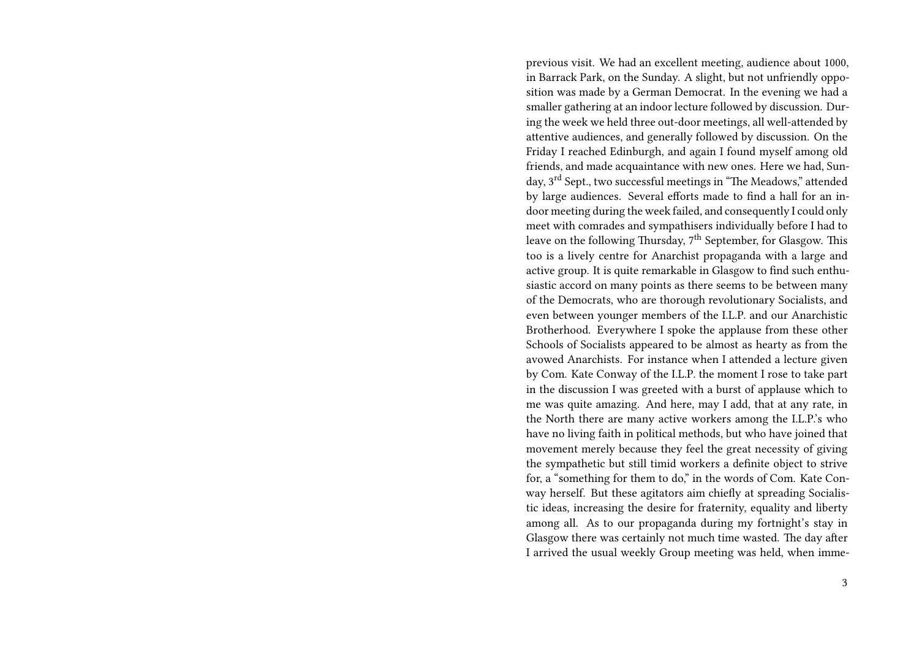previous visit. We had an excellent meeting, audience about 1000, in Barrack Park, on the Sunday. A slight, but not unfriendly opposition was made by a German Democrat. In the evening we had a smaller gathering at an indoor lecture followed by discussion. During the week we held three out-door meetings, all well-attended by attentive audiences, and generally followed by discussion. On the Friday I reached Edinburgh, and again I found myself among old friends, and made acquaintance with new ones. Here we had, Sunday, 3rd Sept., two successful meetings in "The Meadows," attended by large audiences. Several efforts made to find a hall for an indoor meeting during the week failed, and consequently I could only meet with comrades and sympathisers individually before I had to leave on the following Thursday, 7th September, for Glasgow. This too is a lively centre for Anarchist propaganda with a large and active group. It is quite remarkable in Glasgow to find such enthusiastic accord on many points as there seems to be between many of the Democrats, who are thorough revolutionary Socialists, and even between younger members of the I.L.P. and our Anarchistic Brotherhood. Everywhere I spoke the applause from these other Schools of Socialists appeared to be almost as hearty as from the avowed Anarchists. For instance when I attended a lecture given by Com. Kate Conway of the I.L.P. the moment I rose to take part in the discussion I was greeted with a burst of applause which to me was quite amazing. And here, may I add, that at any rate, in the North there are many active workers among the I.L.P.'s who have no living faith in political methods, but who have joined that movement merely because they feel the great necessity of giving the sympathetic but still timid workers a definite object to strive for, a "something for them to do," in the words of Com. Kate Conway herself. But these agitators aim chiefly at spreading Socialistic ideas, increasing the desire for fraternity, equality and liberty among all. As to our propaganda during my fortnight's stay in Glasgow there was certainly not much time wasted. The day after I arrived the usual weekly Group meeting was held, when imme-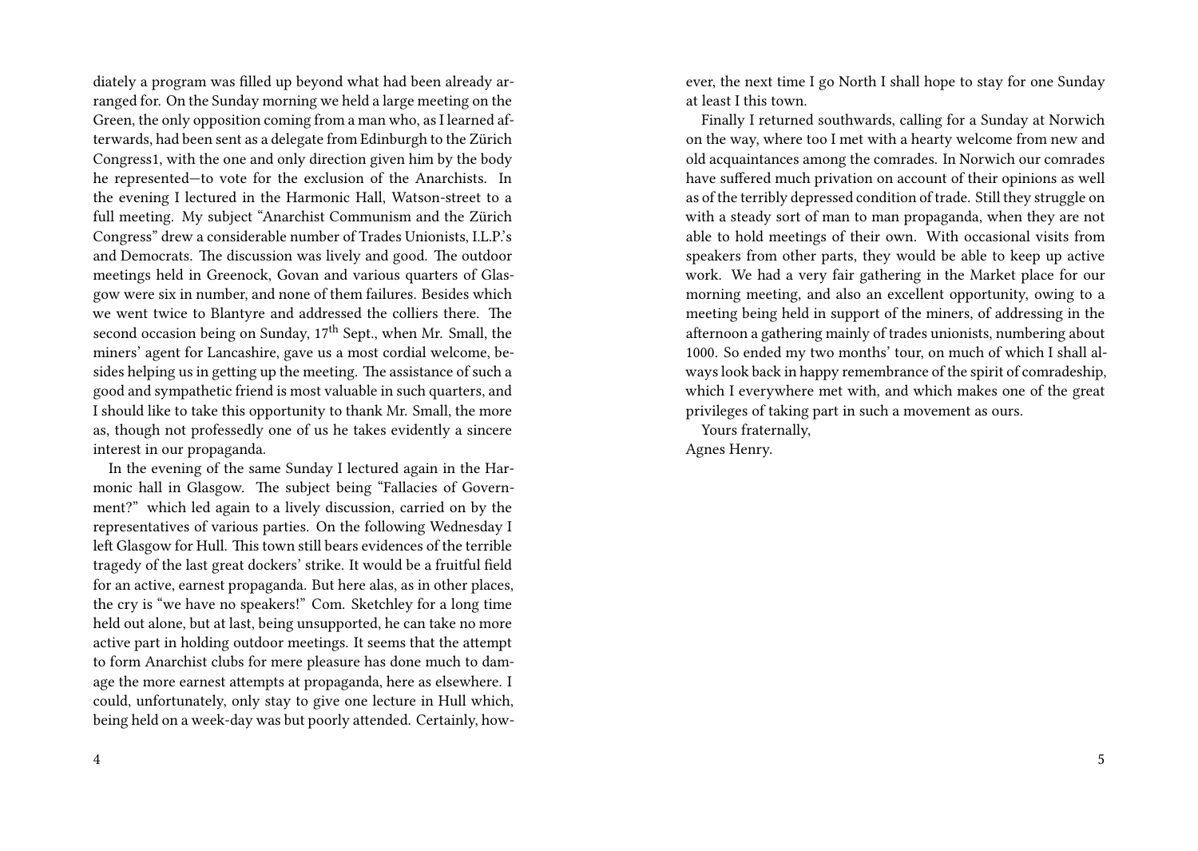diately a program was filled up beyond what had been already arranged for. On the Sunday morning we held a large meeting on the Green, the only opposition coming from a man who, as I learned afterwards, had been sent as a delegate from Edinburgh to the Zürich Congress1, with the one and only direction given him by the body he represented—to vote for the exclusion of the Anarchists. In the evening I lectured in the Harmonic Hall, Watson-street to a full meeting. My subject "Anarchist Communism and the Zürich Congress" drew a considerable number of Trades Unionists, I.L.P.'s and Democrats. The discussion was lively and good. The outdoor meetings held in Greenock, Govan and various quarters of Glasgow were six in number, and none of them failures. Besides which we went twice to Blantyre and addressed the colliers there. The second occasion being on Sunday, 17th Sept., when Mr. Small, the miners' agent for Lancashire, gave us a most cordial welcome, besides helping us in getting up the meeting. The assistance of such a good and sympathetic friend is most valuable in such quarters, and I should like to take this opportunity to thank Mr. Small, the more as, though not professedly one of us he takes evidently a sincere interest in our propaganda.

In the evening of the same Sunday I lectured again in the Harmonic hall in Glasgow. The subject being "Fallacies of Government?" which led again to a lively discussion, carried on by the representatives of various parties. On the following Wednesday I left Glasgow for Hull. This town still bears evidences of the terrible tragedy of the last great dockers' strike. It would be a fruitful field for an active, earnest propaganda. But here alas, as in other places, the cry is "we have no speakers!" Com. Sketchley for a long time held out alone, but at last, being unsupported, he can take no more active part in holding outdoor meetings. It seems that the attempt to form Anarchist clubs for mere pleasure has done much to damage the more earnest attempts at propaganda, here as elsewhere. I could, unfortunately, only stay to give one lecture in Hull which, being held on a week-day was but poorly attended. Certainly, however, the next time I go North I shall hope to stay for one Sunday at least I this town.

Finally I returned southwards, calling for a Sunday at Norwich on the way, where too I met with a hearty welcome from new and old acquaintances among the comrades. In Norwich our comrades have suffered much privation on account of their opinions as well as of the terribly depressed condition of trade. Still they struggle on with a steady sort of man to man propaganda, when they are not able to hold meetings of their own. With occasional visits from speakers from other parts, they would be able to keep up active work. We had a very fair gathering in the Market place for our morning meeting, and also an excellent opportunity, owing to a meeting being held in support of the miners, of addressing in the afternoon a gathering mainly of trades unionists, numbering about 1000. So ended my two months' tour, on much of which I shall always look back in happy remembrance of the spirit of comradeship, which I everywhere met with, and which makes one of the great privileges of taking part in such a movement as ours.

Yours fraternally,
Agnes Henry.